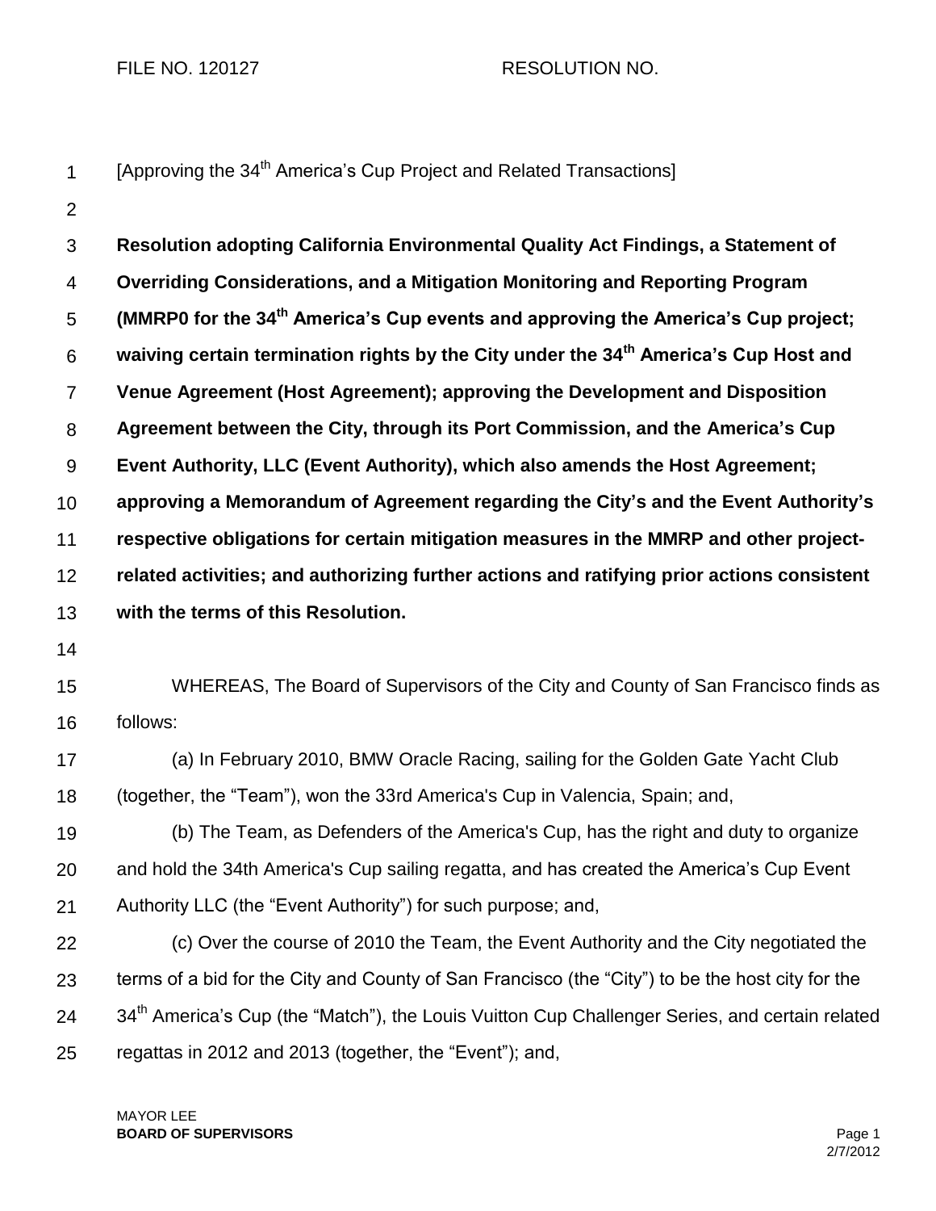FILE NO. 120127 RESOLUTION NO.

[Approving the 34th America's Cup Project and Related Transactions]

**Resolution adopting California Environmental Quality Act Findings, a Statement of Overriding Considerations, and a Mitigation Monitoring and Reporting Program (MMRP0 for the 34th America's Cup events and approving the America's Cup project; waiving certain termination rights by the City under the 34th America's Cup Host and Venue Agreement (Host Agreement); approving the Development and Disposition Agreement between the City, through its Port Commission, and the America's Cup Event Authority, LLC (Event Authority), which also amends the Host Agreement; approving a Memorandum of Agreement regarding the City's and the Event Authority's respective obligations for certain mitigation measures in the MMRP and other project-related activities; and authorizing further actions and ratifying prior actions consistent with the terms of this Resolution.**

WHEREAS, The Board of Supervisors of the City and County of San Francisco finds as follows:

(a) In February 2010, BMW Oracle Racing, sailing for the Golden Gate Yacht Club (together, the "Team"), won the 33rd America's Cup in Valencia, Spain; and,

(b) The Team, as Defenders of the America's Cup, has the right and duty to organize and hold the 34th America's Cup sailing regatta, and has created the America's Cup Event Authority LLC (the "Event Authority") for such purpose; and,

(c) Over the course of 2010 the Team, the Event Authority and the City negotiated the terms of a bid for the City and County of San Francisco (the "City") to be the host city for the 34th America's Cup (the "Match"), the Louis Vuitton Cup Challenger Series, and certain related regattas in 2012 and 2013 (together, the "Event"); and,

MAYOR LEE
**BOARD OF SUPERVISORS**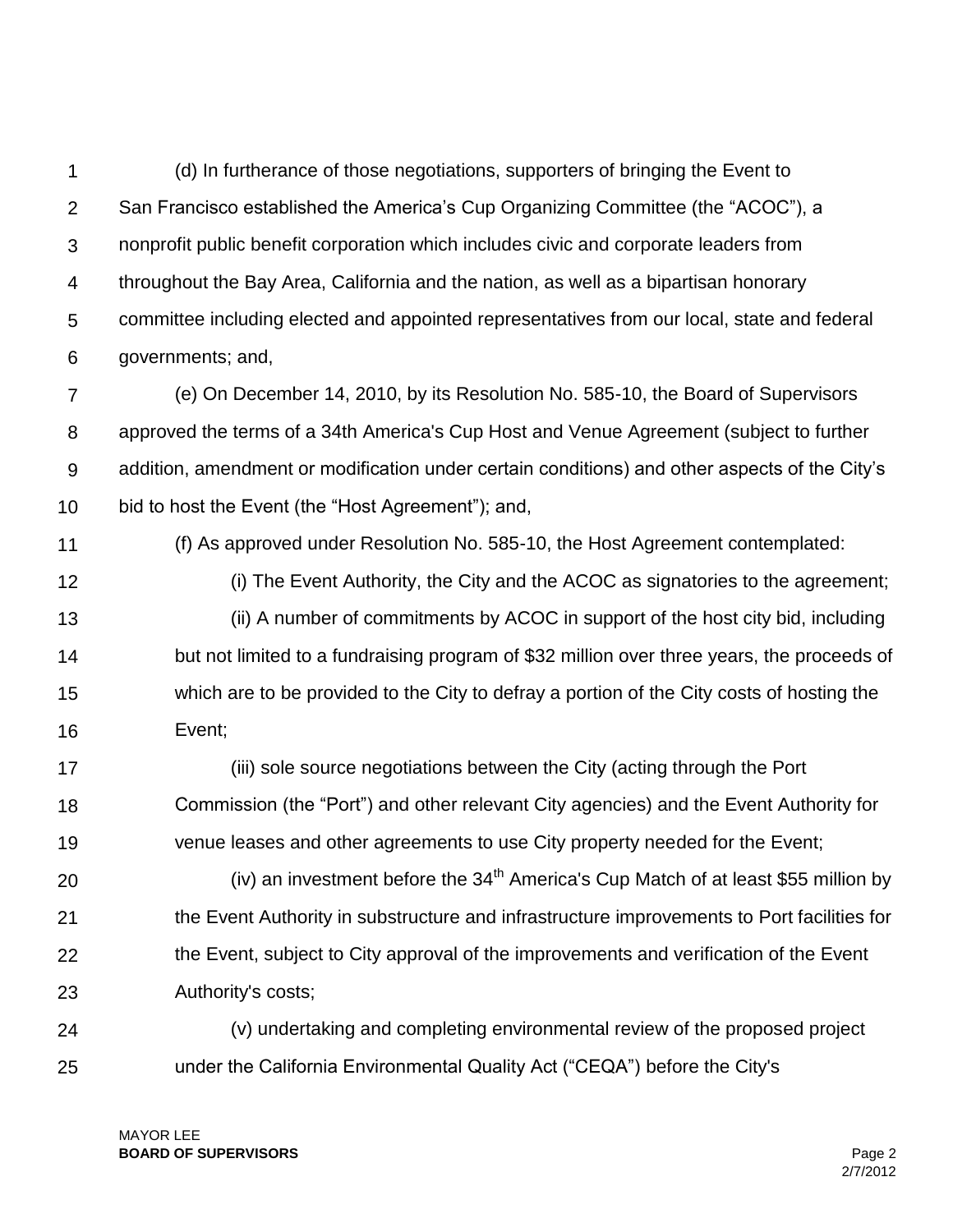(d) In furtherance of those negotiations, supporters of bringing the Event to San Francisco established the America's Cup Organizing Committee (the "ACOC"), a nonprofit public benefit corporation which includes civic and corporate leaders from throughout the Bay Area, California and the nation, as well as a bipartisan honorary committee including elected and appointed representatives from our local, state and federal governments; and,

(e) On December 14, 2010, by its Resolution No. 585-10, the Board of Supervisors approved the terms of a 34th America's Cup Host and Venue Agreement (subject to further addition, amendment or modification under certain conditions) and other aspects of the City's bid to host the Event (the "Host Agreement"); and,

(f) As approved under Resolution No. 585-10, the Host Agreement contemplated:

(i) The Event Authority, the City and the ACOC as signatories to the agreement;

(ii) A number of commitments by ACOC in support of the host city bid, including but not limited to a fundraising program of $32 million over three years, the proceeds of which are to be provided to the City to defray a portion of the City costs of hosting the Event;

(iii) sole source negotiations between the City (acting through the Port Commission (the "Port") and other relevant City agencies) and the Event Authority for venue leases and other agreements to use City property needed for the Event;

(iv) an investment before the 34th America's Cup Match of at least $55 million by the Event Authority in substructure and infrastructure improvements to Port facilities for the Event, subject to City approval of the improvements and verification of the Event Authority's costs;

(v) undertaking and completing environmental review of the proposed project under the California Environmental Quality Act ("CEQA") before the City's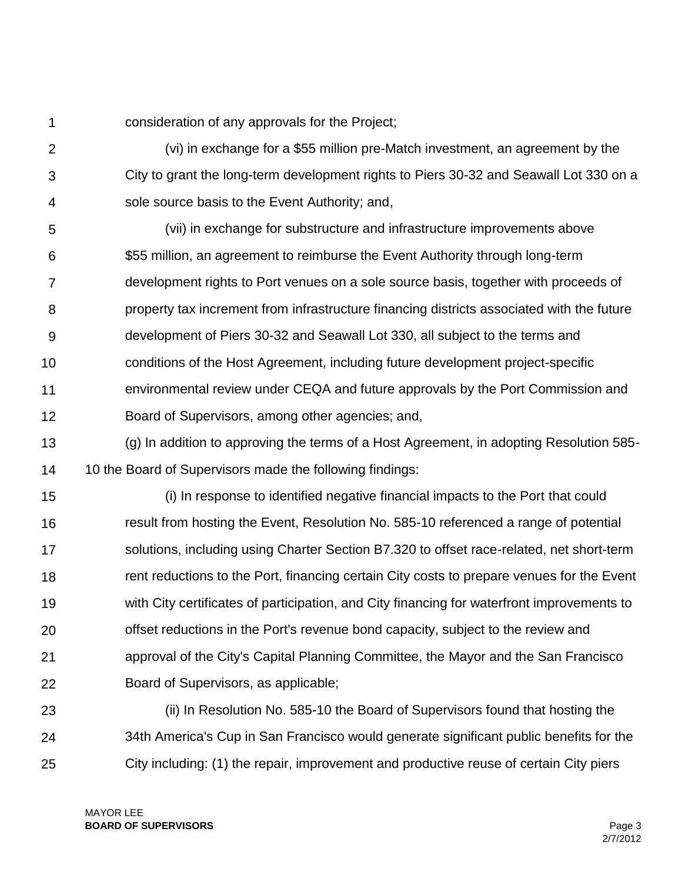consideration of any approvals for the Project;

(vi) in exchange for a $55 million pre-Match investment, an agreement by the City to grant the long-term development rights to Piers 30-32 and Seawall Lot 330 on a sole source basis to the Event Authority; and,

(vii) in exchange for substructure and infrastructure improvements above $55 million, an agreement to reimburse the Event Authority through long-term development rights to Port venues on a sole source basis, together with proceeds of property tax increment from infrastructure financing districts associated with the future development of Piers 30-32 and Seawall Lot 330, all subject to the terms and conditions of the Host Agreement, including future development project-specific environmental review under CEQA and future approvals by the Port Commission and Board of Supervisors, among other agencies; and,

(g) In addition to approving the terms of a Host Agreement, in adopting Resolution 585-10 the Board of Supervisors made the following findings:

(i) In response to identified negative financial impacts to the Port that could result from hosting the Event, Resolution No. 585-10 referenced a range of potential solutions, including using Charter Section B7.320 to offset race-related, net short-term rent reductions to the Port, financing certain City costs to prepare venues for the Event with City certificates of participation, and City financing for waterfront improvements to offset reductions in the Port's revenue bond capacity, subject to the review and approval of the City's Capital Planning Committee, the Mayor and the San Francisco Board of Supervisors, as applicable;

(ii) In Resolution No. 585-10 the Board of Supervisors found that hosting the 34th America's Cup in San Francisco would generate significant public benefits for the City including: (1) the repair, improvement and productive reuse of certain City piers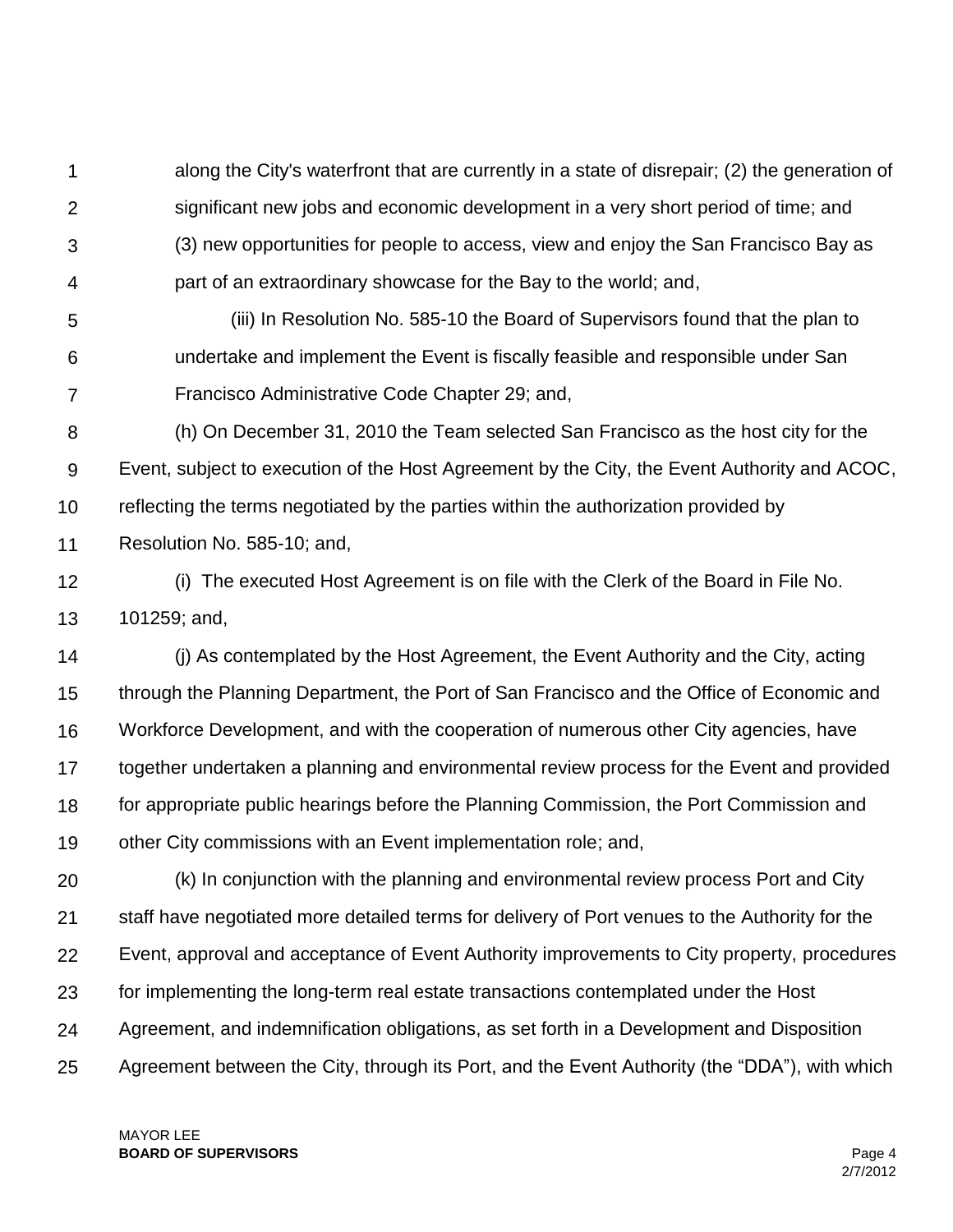along the City's waterfront that are currently in a state of disrepair; (2) the generation of significant new jobs and economic development in a very short period of time; and (3) new opportunities for people to access, view and enjoy the San Francisco Bay as part of an extraordinary showcase for the Bay to the world; and,

(iii) In Resolution No. 585-10 the Board of Supervisors found that the plan to undertake and implement the Event is fiscally feasible and responsible under San Francisco Administrative Code Chapter 29; and,

(h) On December 31, 2010 the Team selected San Francisco as the host city for the Event, subject to execution of the Host Agreement by the City, the Event Authority and ACOC, reflecting the terms negotiated by the parties within the authorization provided by Resolution No. 585-10; and,

(i) The executed Host Agreement is on file with the Clerk of the Board in File No. 101259; and,

(j) As contemplated by the Host Agreement, the Event Authority and the City, acting through the Planning Department, the Port of San Francisco and the Office of Economic and Workforce Development, and with the cooperation of numerous other City agencies, have together undertaken a planning and environmental review process for the Event and provided for appropriate public hearings before the Planning Commission, the Port Commission and other City commissions with an Event implementation role; and,

(k) In conjunction with the planning and environmental review process Port and City staff have negotiated more detailed terms for delivery of Port venues to the Authority for the Event, approval and acceptance of Event Authority improvements to City property, procedures for implementing the long-term real estate transactions contemplated under the Host Agreement, and indemnification obligations, as set forth in a Development and Disposition Agreement between the City, through its Port, and the Event Authority (the "DDA"), with which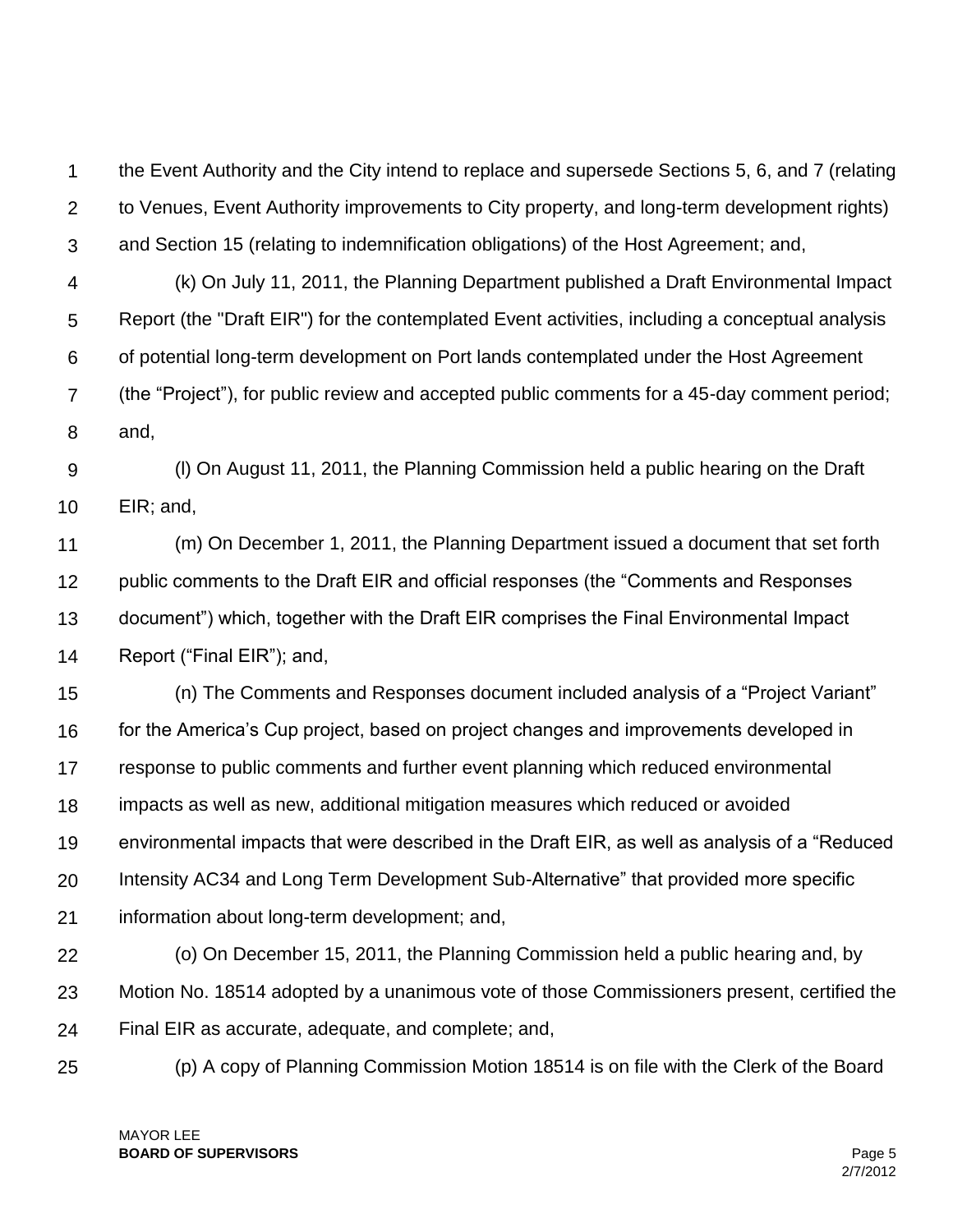the Event Authority and the City intend to replace and supersede Sections 5, 6, and 7 (relating to Venues, Event Authority improvements to City property, and long-term development rights) and Section 15 (relating to indemnification obligations) of the Host Agreement; and,

(k) On July 11, 2011, the Planning Department published a Draft Environmental Impact Report (the "Draft EIR") for the contemplated Event activities, including a conceptual analysis of potential long-term development on Port lands contemplated under the Host Agreement (the "Project"), for public review and accepted public comments for a 45-day comment period; and,

(l) On August 11, 2011, the Planning Commission held a public hearing on the Draft EIR; and,

(m) On December 1, 2011, the Planning Department issued a document that set forth public comments to the Draft EIR and official responses (the "Comments and Responses document") which, together with the Draft EIR comprises the Final Environmental Impact Report ("Final EIR"); and,

(n) The Comments and Responses document included analysis of a "Project Variant" for the America's Cup project, based on project changes and improvements developed in response to public comments and further event planning which reduced environmental impacts as well as new, additional mitigation measures which reduced or avoided environmental impacts that were described in the Draft EIR, as well as analysis of a "Reduced Intensity AC34 and Long Term Development Sub-Alternative" that provided more specific information about long-term development; and,

(o) On December 15, 2011, the Planning Commission held a public hearing and, by Motion No. 18514 adopted by a unanimous vote of those Commissioners present, certified the Final EIR as accurate, adequate, and complete; and,

(p) A copy of Planning Commission Motion 18514 is on file with the Clerk of the Board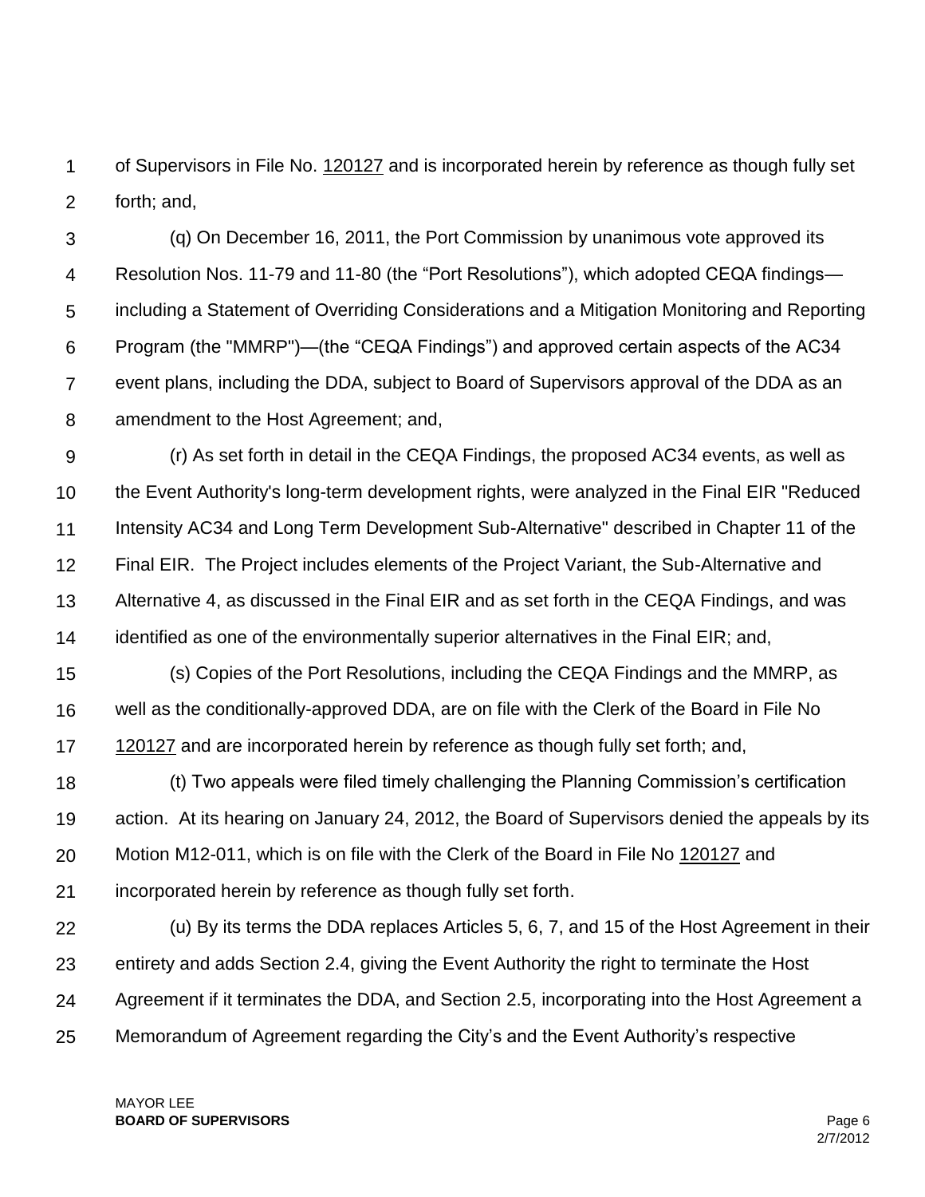of Supervisors in File No. 120127 and is incorporated herein by reference as though fully set forth; and,

(q) On December 16, 2011, the Port Commission by unanimous vote approved its Resolution Nos. 11-79 and 11-80 (the "Port Resolutions"), which adopted CEQA findings—including a Statement of Overriding Considerations and a Mitigation Monitoring and Reporting Program (the "MMRP")—(the "CEQA Findings") and approved certain aspects of the AC34 event plans, including the DDA, subject to Board of Supervisors approval of the DDA as an amendment to the Host Agreement; and,

(r) As set forth in detail in the CEQA Findings, the proposed AC34 events, as well as the Event Authority's long-term development rights, were analyzed in the Final EIR "Reduced Intensity AC34 and Long Term Development Sub-Alternative" described in Chapter 11 of the Final EIR. The Project includes elements of the Project Variant, the Sub-Alternative and Alternative 4, as discussed in the Final EIR and as set forth in the CEQA Findings, and was identified as one of the environmentally superior alternatives in the Final EIR; and,

(s) Copies of the Port Resolutions, including the CEQA Findings and the MMRP, as well as the conditionally-approved DDA, are on file with the Clerk of the Board in File No 120127 and are incorporated herein by reference as though fully set forth; and,

(t) Two appeals were filed timely challenging the Planning Commission's certification action. At its hearing on January 24, 2012, the Board of Supervisors denied the appeals by its Motion M12-011, which is on file with the Clerk of the Board in File No 120127 and incorporated herein by reference as though fully set forth.

(u) By its terms the DDA replaces Articles 5, 6, 7, and 15 of the Host Agreement in their entirety and adds Section 2.4, giving the Event Authority the right to terminate the Host Agreement if it terminates the DDA, and Section 2.5, incorporating into the Host Agreement a Memorandum of Agreement regarding the City's and the Event Authority's respective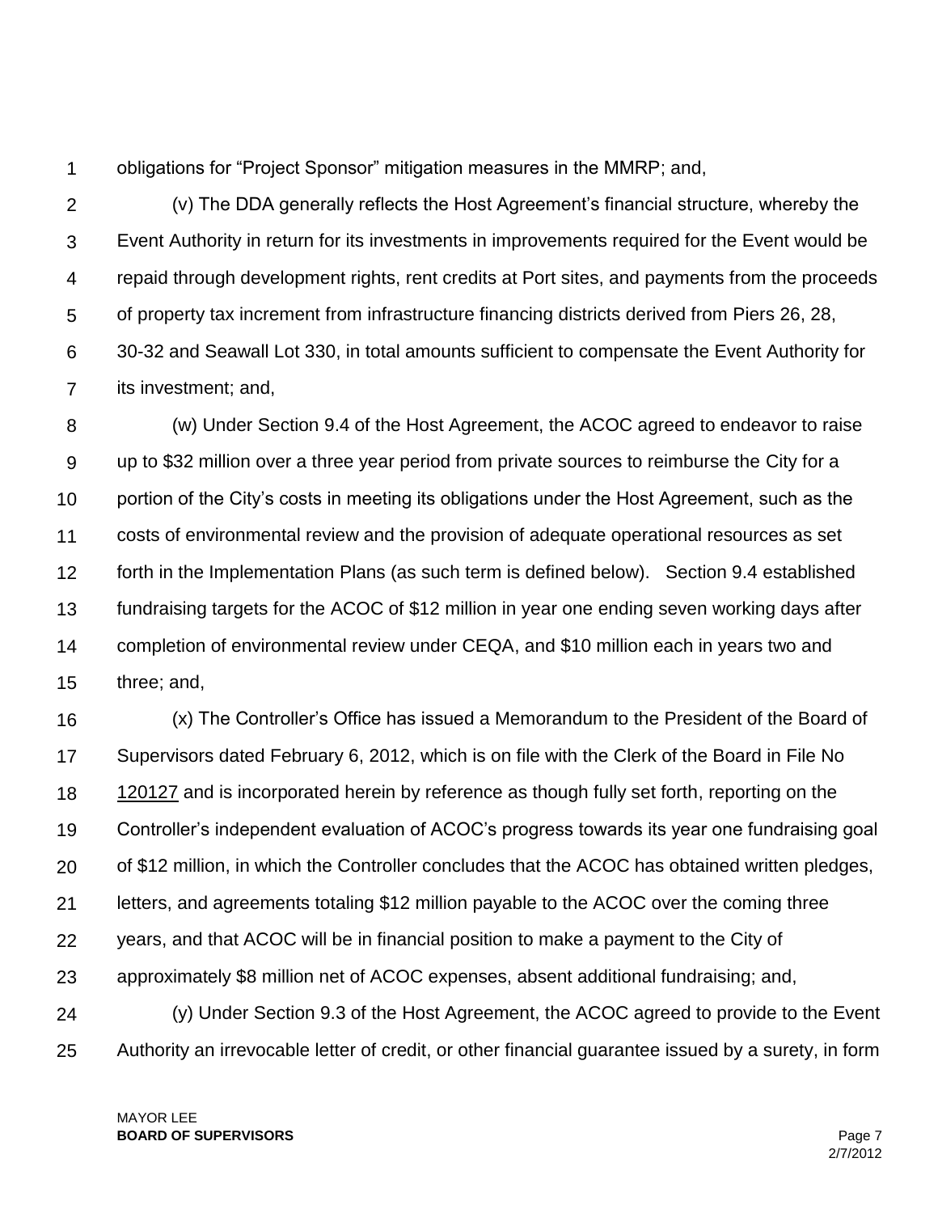obligations for "Project Sponsor" mitigation measures in the MMRP; and,

(v) The DDA generally reflects the Host Agreement's financial structure, whereby the Event Authority in return for its investments in improvements required for the Event would be repaid through development rights, rent credits at Port sites, and payments from the proceeds of property tax increment from infrastructure financing districts derived from Piers 26, 28, 30-32 and Seawall Lot 330, in total amounts sufficient to compensate the Event Authority for its investment; and,

(w) Under Section 9.4 of the Host Agreement, the ACOC agreed to endeavor to raise up to $32 million over a three year period from private sources to reimburse the City for a portion of the City's costs in meeting its obligations under the Host Agreement, such as the costs of environmental review and the provision of adequate operational resources as set forth in the Implementation Plans (as such term is defined below). Section 9.4 established fundraising targets for the ACOC of $12 million in year one ending seven working days after completion of environmental review under CEQA, and $10 million each in years two and three; and,

(x) The Controller's Office has issued a Memorandum to the President of the Board of Supervisors dated February 6, 2012, which is on file with the Clerk of the Board in File No 120127 and is incorporated herein by reference as though fully set forth, reporting on the Controller's independent evaluation of ACOC's progress towards its year one fundraising goal of $12 million, in which the Controller concludes that the ACOC has obtained written pledges, letters, and agreements totaling $12 million payable to the ACOC over the coming three years, and that ACOC will be in financial position to make a payment to the City of approximately $8 million net of ACOC expenses, absent additional fundraising; and,

(y) Under Section 9.3 of the Host Agreement, the ACOC agreed to provide to the Event Authority an irrevocable letter of credit, or other financial guarantee issued by a surety, in form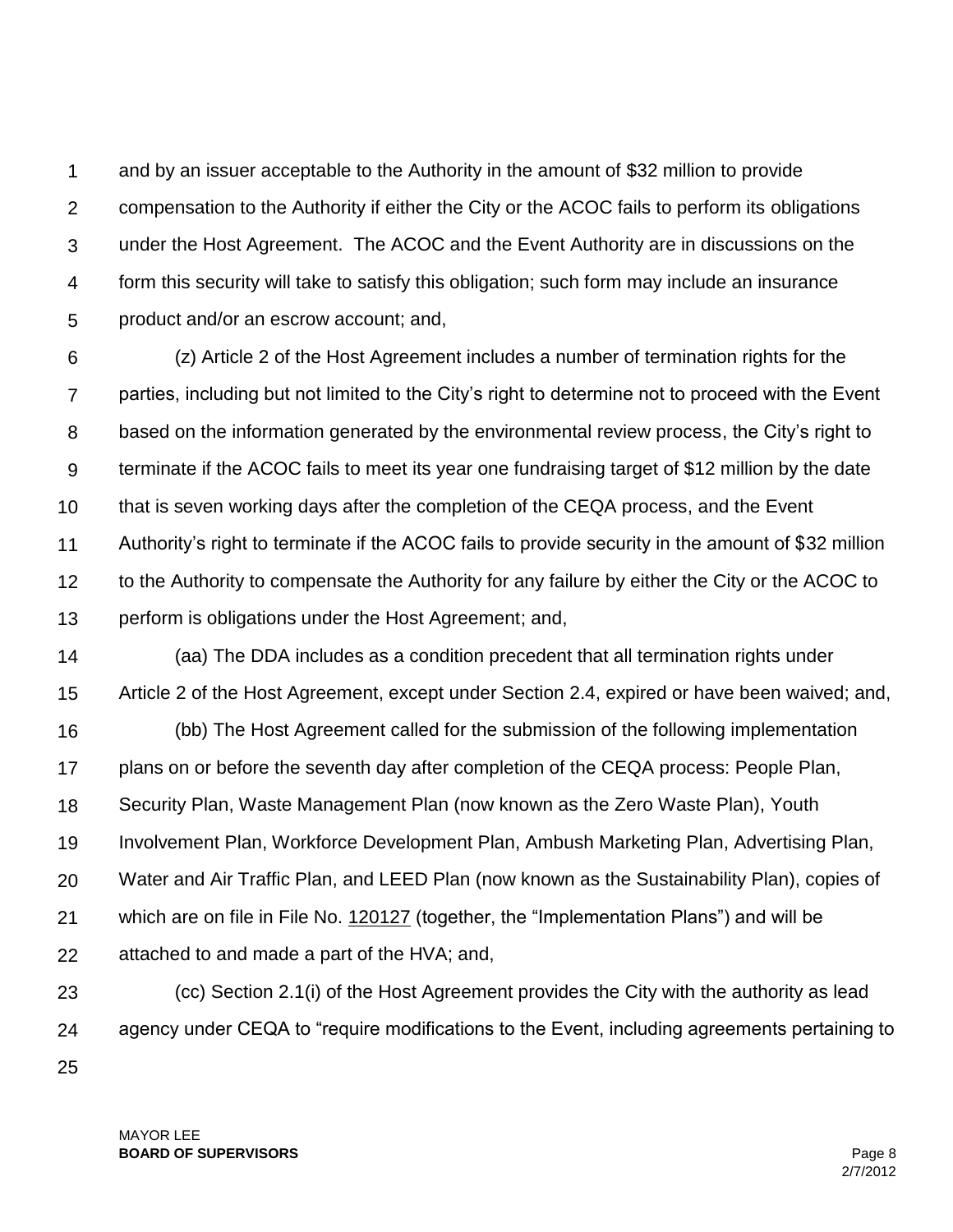and by an issuer acceptable to the Authority in the amount of $32 million to provide compensation to the Authority if either the City or the ACOC fails to perform its obligations under the Host Agreement. The ACOC and the Event Authority are in discussions on the form this security will take to satisfy this obligation; such form may include an insurance product and/or an escrow account; and,

(z) Article 2 of the Host Agreement includes a number of termination rights for the parties, including but not limited to the City's right to determine not to proceed with the Event based on the information generated by the environmental review process, the City's right to terminate if the ACOC fails to meet its year one fundraising target of $12 million by the date that is seven working days after the completion of the CEQA process, and the Event Authority's right to terminate if the ACOC fails to provide security in the amount of $32 million to the Authority to compensate the Authority for any failure by either the City or the ACOC to perform is obligations under the Host Agreement; and,

(aa) The DDA includes as a condition precedent that all termination rights under Article 2 of the Host Agreement, except under Section 2.4, expired or have been waived; and,

(bb) The Host Agreement called for the submission of the following implementation plans on or before the seventh day after completion of the CEQA process: People Plan, Security Plan, Waste Management Plan (now known as the Zero Waste Plan), Youth Involvement Plan, Workforce Development Plan, Ambush Marketing Plan, Advertising Plan, Water and Air Traffic Plan, and LEED Plan (now known as the Sustainability Plan), copies of which are on file in File No. 120127 (together, the "Implementation Plans") and will be attached to and made a part of the HVA; and,

(cc) Section 2.1(i) of the Host Agreement provides the City with the authority as lead agency under CEQA to "require modifications to the Event, including agreements pertaining to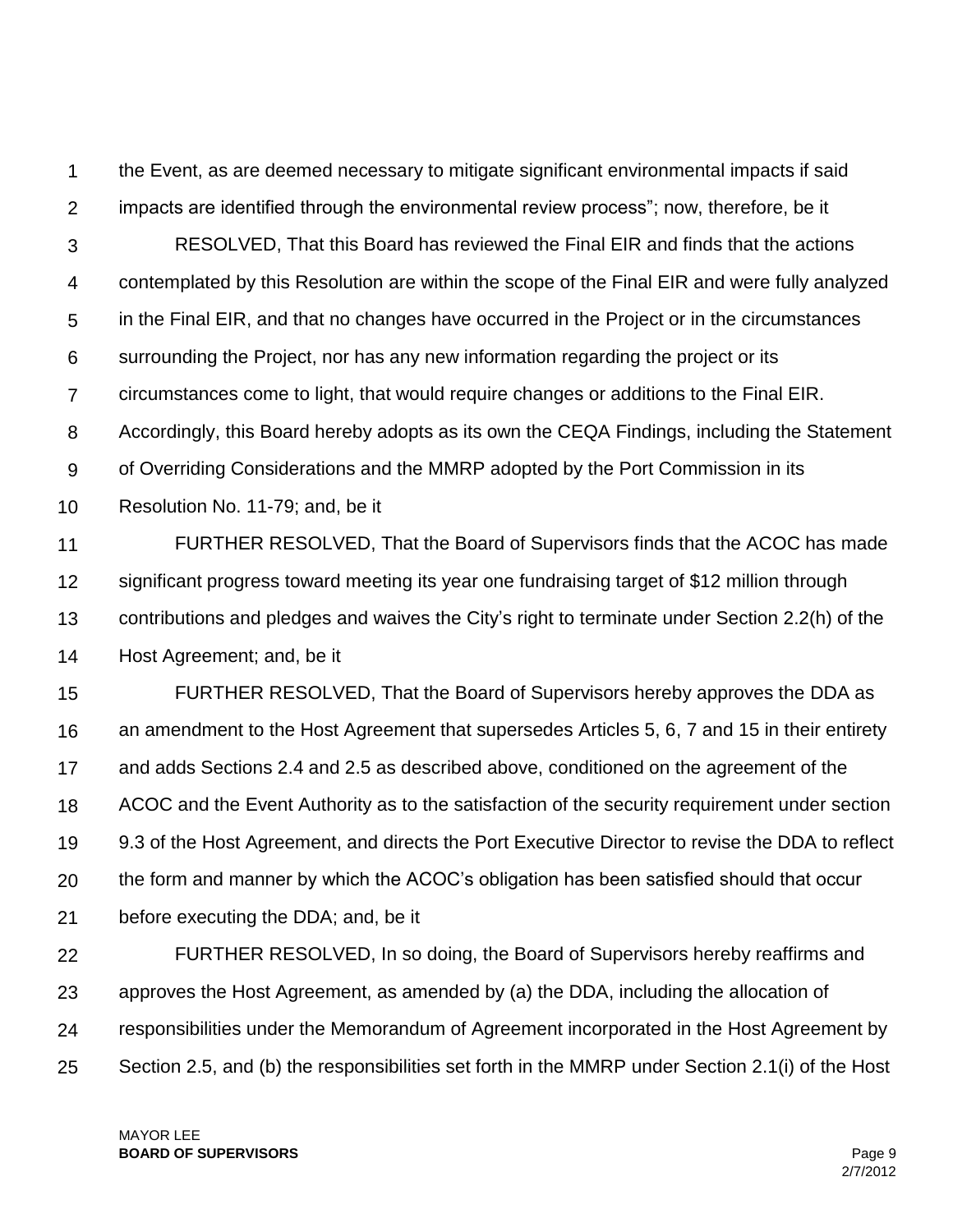the Event, as are deemed necessary to mitigate significant environmental impacts if said impacts are identified through the environmental review process"; now, therefore, be it

RESOLVED, That this Board has reviewed the Final EIR and finds that the actions contemplated by this Resolution are within the scope of the Final EIR and were fully analyzed in the Final EIR, and that no changes have occurred in the Project or in the circumstances surrounding the Project, nor has any new information regarding the project or its circumstances come to light, that would require changes or additions to the Final EIR. Accordingly, this Board hereby adopts as its own the CEQA Findings, including the Statement of Overriding Considerations and the MMRP adopted by the Port Commission in its Resolution No. 11-79; and, be it

FURTHER RESOLVED, That the Board of Supervisors finds that the ACOC has made significant progress toward meeting its year one fundraising target of $12 million through contributions and pledges and waives the City's right to terminate under Section 2.2(h) of the Host Agreement; and, be it

FURTHER RESOLVED, That the Board of Supervisors hereby approves the DDA as an amendment to the Host Agreement that supersedes Articles 5, 6, 7 and 15 in their entirety and adds Sections 2.4 and 2.5 as described above, conditioned on the agreement of the ACOC and the Event Authority as to the satisfaction of the security requirement under section 9.3 of the Host Agreement, and directs the Port Executive Director to revise the DDA to reflect the form and manner by which the ACOC's obligation has been satisfied should that occur before executing the DDA; and, be it

FURTHER RESOLVED, In so doing, the Board of Supervisors hereby reaffirms and approves the Host Agreement, as amended by (a) the DDA, including the allocation of responsibilities under the Memorandum of Agreement incorporated in the Host Agreement by Section 2.5, and (b) the responsibilities set forth in the MMRP under Section 2.1(i) of the Host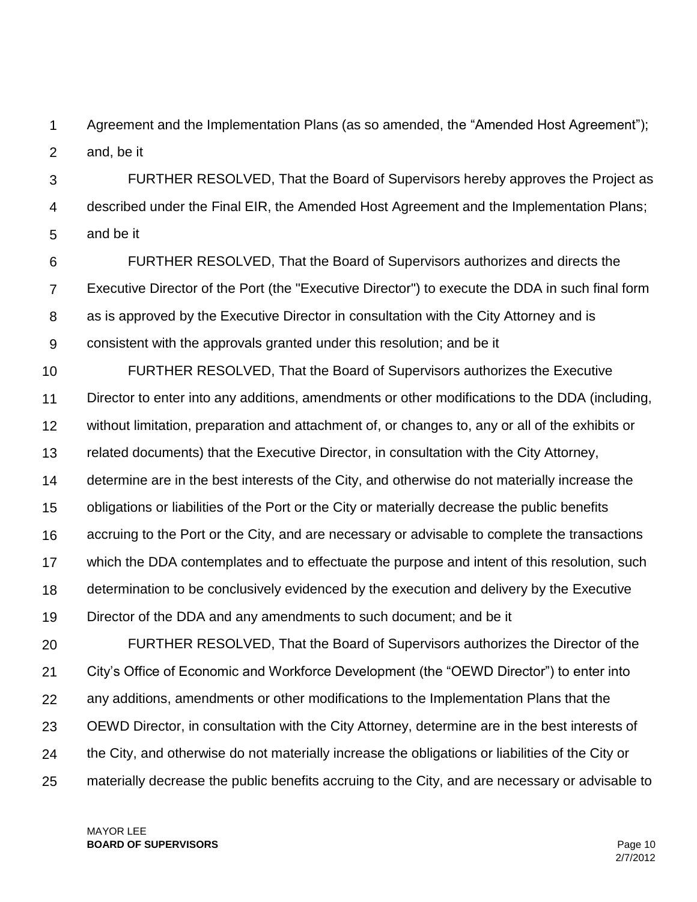Agreement and the Implementation Plans (as so amended, the "Amended Host Agreement"); and, be it

FURTHER RESOLVED, That the Board of Supervisors hereby approves the Project as described under the Final EIR, the Amended Host Agreement and the Implementation Plans; and be it

FURTHER RESOLVED, That the Board of Supervisors authorizes and directs the Executive Director of the Port (the "Executive Director") to execute the DDA in such final form as is approved by the Executive Director in consultation with the City Attorney and is consistent with the approvals granted under this resolution; and be it

FURTHER RESOLVED, That the Board of Supervisors authorizes the Executive Director to enter into any additions, amendments or other modifications to the DDA (including, without limitation, preparation and attachment of, or changes to, any or all of the exhibits or related documents) that the Executive Director, in consultation with the City Attorney, determine are in the best interests of the City, and otherwise do not materially increase the obligations or liabilities of the Port or the City or materially decrease the public benefits accruing to the Port or the City, and are necessary or advisable to complete the transactions which the DDA contemplates and to effectuate the purpose and intent of this resolution, such determination to be conclusively evidenced by the execution and delivery by the Executive Director of the DDA and any amendments to such document; and be it

FURTHER RESOLVED, That the Board of Supervisors authorizes the Director of the City's Office of Economic and Workforce Development (the "OEWD Director") to enter into any additions, amendments or other modifications to the Implementation Plans that the OEWD Director, in consultation with the City Attorney, determine are in the best interests of the City, and otherwise do not materially increase the obligations or liabilities of the City or materially decrease the public benefits accruing to the City, and are necessary or advisable to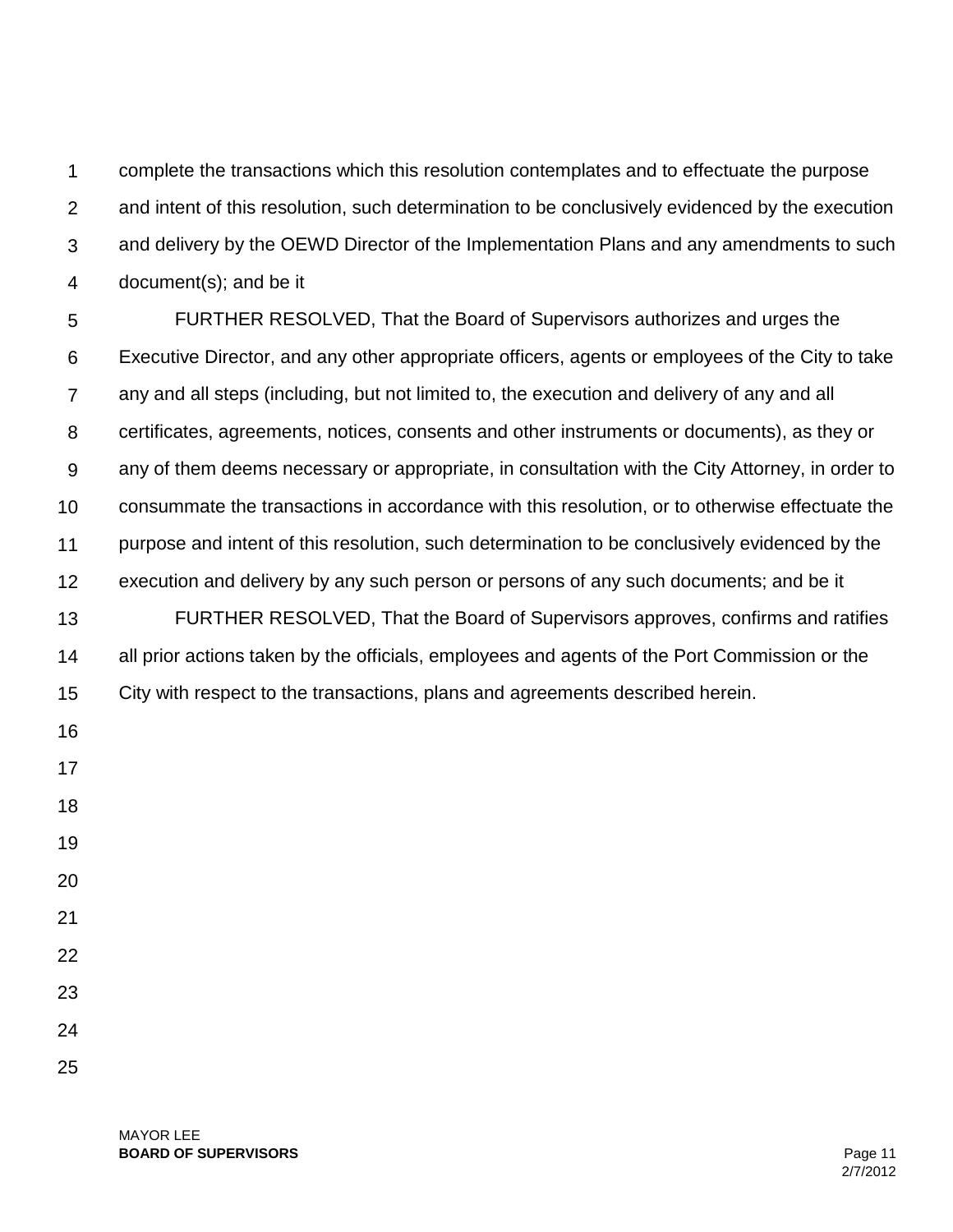complete the transactions which this resolution contemplates and to effectuate the purpose and intent of this resolution, such determination to be conclusively evidenced by the execution and delivery by the OEWD Director of the Implementation Plans and any amendments to such document(s); and be it

FURTHER RESOLVED, That the Board of Supervisors authorizes and urges the Executive Director, and any other appropriate officers, agents or employees of the City to take any and all steps (including, but not limited to, the execution and delivery of any and all certificates, agreements, notices, consents and other instruments or documents), as they or any of them deems necessary or appropriate, in consultation with the City Attorney, in order to consummate the transactions in accordance with this resolution, or to otherwise effectuate the purpose and intent of this resolution, such determination to be conclusively evidenced by the execution and delivery by any such person or persons of any such documents; and be it

FURTHER RESOLVED, That the Board of Supervisors approves, confirms and ratifies all prior actions taken by the officials, employees and agents of the Port Commission or the City with respect to the transactions, plans and agreements described herein.